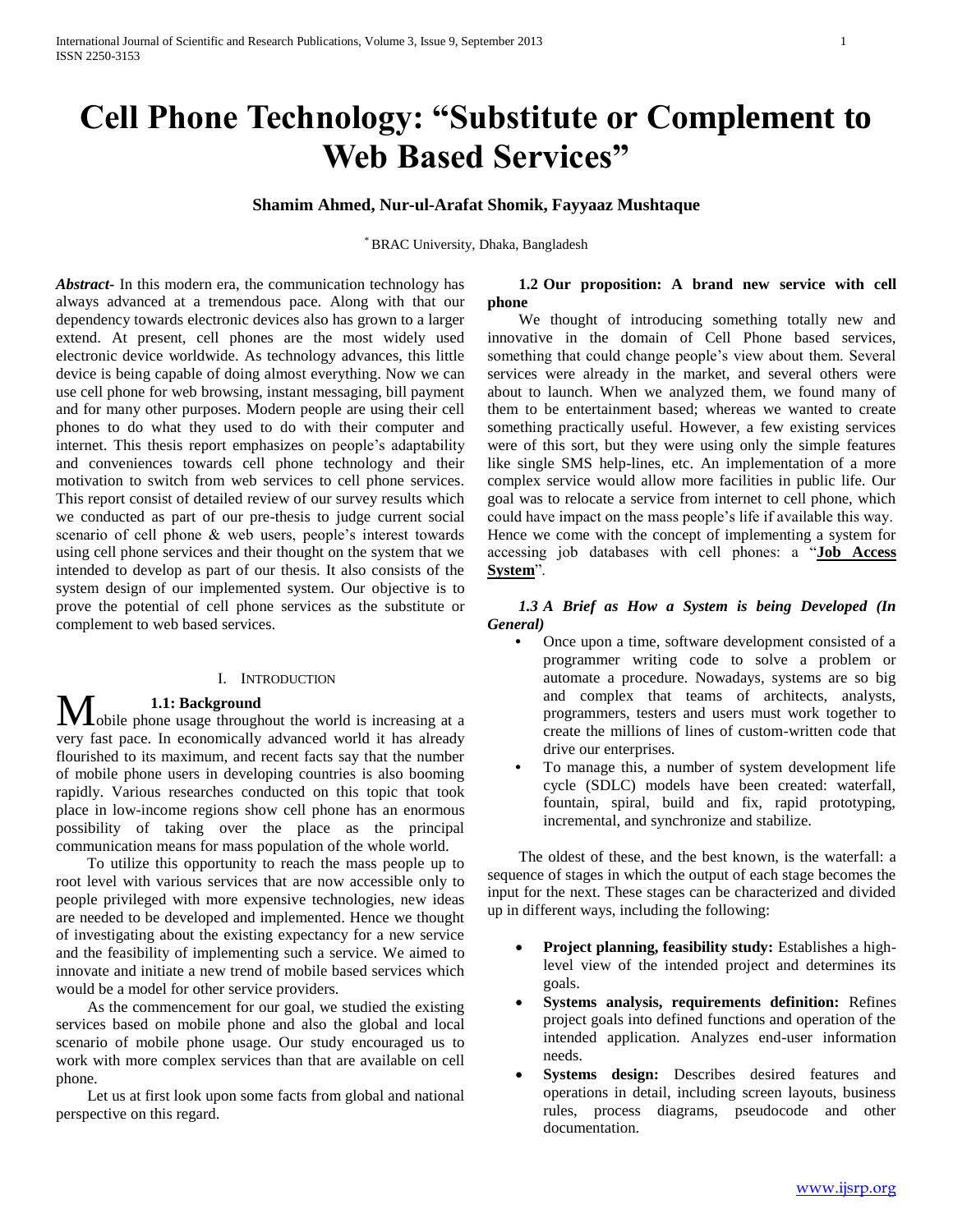# Cell Phone Technology: "Substitute or Complement to Web Based Services"

**Shamim Ahmed, Nur-ul-Arafat Shomik, Fayyaaz Mushtaque**

[*] BRAC University, Dhaka, Bangladesh

***Abstract***- In this modern era, the communication technology has always advanced at a tremendous pace. Along with that our dependency towards electronic devices also has grown to a larger extend. At present, cell phones are the most widely used electronic device worldwide. As technology advances, this little device is being capable of doing almost everything. Now we can use cell phone for web browsing, instant messaging, bill payment and for many other purposes. Modern people are using their cell phones to do what they used to do with their computer and internet. This thesis report emphasizes on people's adaptability and conveniences towards cell phone technology and their motivation to switch from web services to cell phone services. This report consist of detailed review of our survey results which we conducted as part of our pre-thesis to judge current social scenario of cell phone & web users, people's interest towards using cell phone services and their thought on the system that we intended to develop as part of our thesis. It also consists of the system design of our implemented system. Our objective is to prove the potential of cell phone services as the substitute or complement to web based services.

## I. Introduction

### 1.1: Background

Mobile phone usage throughout the world is increasing at a very fast pace. In economically advanced world it has already flourished to its maximum, and recent facts say that the number of mobile phone users in developing countries is also booming rapidly. Various researches conducted on this topic that took place in low-income regions show cell phone has an enormous possibility of taking over the place as the principal communication means for mass population of the whole world.

To utilize this opportunity to reach the mass people up to root level with various services that are now accessible only to people privileged with more expensive technologies, new ideas are needed to be developed and implemented. Hence we thought of investigating about the existing expectancy for a new service and the feasibility of implementing such a service. We aimed to innovate and initiate a new trend of mobile based services which would be a model for other service providers.

As the commencement for our goal, we studied the existing services based on mobile phone and also the global and local scenario of mobile phone usage. Our study encouraged us to work with more complex services than that are available on cell phone.

Let us at first look upon some facts from global and national perspective on this regard.

### 1.2 Our proposition: A brand new service with cell phone

We thought of introducing something totally new and innovative in the domain of Cell Phone based services, something that could change people's view about them. Several services were already in the market, and several others were about to launch. When we analyzed them, we found many of them to be entertainment based; whereas we wanted to create something practically useful. However, a few existing services were of this sort, but they were using only the simple features like single SMS help-lines, etc. An implementation of a more complex service would allow more facilities in public life. Our goal was to relocate a service from internet to cell phone, which could have impact on the mass people's life if available this way. Hence we come with the concept of implementing a system for accessing job databases with cell phones: a "**Job Access System**".

### *1.3 A Brief as How a System is being Developed (In General)*

- Once upon a time, software development consisted of a programmer writing code to solve a problem or automate a procedure. Nowadays, systems are so big and complex that teams of architects, analysts, programmers, testers and users must work together to create the millions of lines of custom-written code that drive our enterprises.
- To manage this, a number of system development life cycle (SDLC) models have been created: waterfall, fountain, spiral, build and fix, rapid prototyping, incremental, and synchronize and stabilize.

The oldest of these, and the best known, is the waterfall: a sequence of stages in which the output of each stage becomes the input for the next. These stages can be characterized and divided up in different ways, including the following:

- **Project planning, feasibility study:** Establishes a high-level view of the intended project and determines its goals.
- **Systems analysis, requirements definition:** Refines project goals into defined functions and operation of the intended application. Analyzes end-user information needs.
- **Systems design:** Describes desired features and operations in detail, including screen layouts, business rules, process diagrams, pseudocode and other documentation.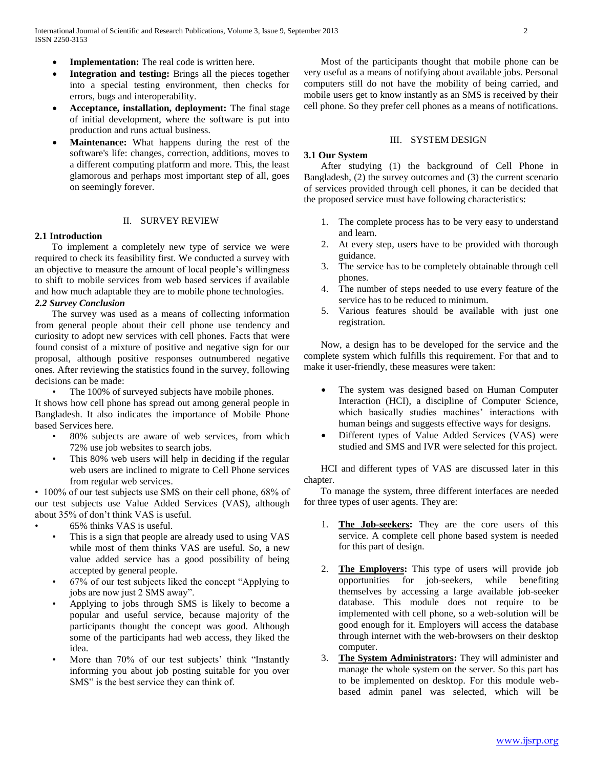- **Implementation:** The real code is written here.
- **Integration and testing:** Brings all the pieces together into a special testing environment, then checks for errors, bugs and interoperability.
- **Acceptance, installation, deployment:** The final stage of initial development, where the software is put into production and runs actual business.
- **Maintenance:** What happens during the rest of the software's life: changes, correction, additions, moves to a different computing platform and more. This, the least glamorous and perhaps most important step of all, goes on seemingly forever.

## II. SURVEY REVIEW

### 2.1 Introduction

To implement a completely new type of service we were required to check its feasibility first. We conducted a survey with an objective to measure the amount of local people's willingness to shift to mobile services from web based services if available and how much adaptable they are to mobile phone technologies.

### *2.2 Survey Conclusion*

The survey was used as a means of collecting information from general people about their cell phone use tendency and curiosity to adopt new services with cell phones. Facts that were found consist of a mixture of positive and negative sign for our proposal, although positive responses outnumbered negative ones. After reviewing the statistics found in the survey, following decisions can be made:

- The 100% of surveyed subjects have mobile phones.

It shows how cell phone has spread out among general people in Bangladesh. It also indicates the importance of Mobile Phone based Services here.

- 80% subjects are aware of web services, from which 72% use job websites to search jobs.
- This 80% web users will help in deciding if the regular web users are inclined to migrate to Cell Phone services from regular web services.

• 100% of our test subjects use SMS on their cell phone, 68% of our test subjects use Value Added Services (VAS), although about 35% of don't think VAS is useful.

- 65% thinks VAS is useful.
- This is a sign that people are already used to using VAS while most of them thinks VAS are useful. So, a new value added service has a good possibility of being accepted by general people.
- 67% of our test subjects liked the concept "Applying to jobs are now just 2 SMS away".
- Applying to jobs through SMS is likely to become a popular and useful service, because majority of the participants thought the concept was good. Although some of the participants had web access, they liked the idea.
- More than 70% of our test subjects' think "Instantly informing you about job posting suitable for you over SMS" is the best service they can think of.

Most of the participants thought that mobile phone can be very useful as a means of notifying about available jobs. Personal computers still do not have the mobility of being carried, and mobile users get to know instantly as an SMS is received by their cell phone. So they prefer cell phones as a means of notifications.

## III. SYSTEM DESIGN

### 3.1 Our System

After studying (1) the background of Cell Phone in Bangladesh, (2) the survey outcomes and (3) the current scenario of services provided through cell phones, it can be decided that the proposed service must have following characteristics:

1. The complete process has to be very easy to understand and learn.
2. At every step, users have to be provided with thorough guidance.
3. The service has to be completely obtainable through cell phones.
4. The number of steps needed to use every feature of the service has to be reduced to minimum.
5. Various features should be available with just one registration.

Now, a design has to be developed for the service and the complete system which fulfills this requirement. For that and to make it user-friendly, these measures were taken:

- The system was designed based on Human Computer Interaction (HCI), a discipline of Computer Science, which basically studies machines' interactions with human beings and suggests effective ways for designs.
- Different types of Value Added Services (VAS) were studied and SMS and IVR were selected for this project.

HCI and different types of VAS are discussed later in this chapter.

To manage the system, three different interfaces are needed for three types of user agents. They are:

1. **The Job-seekers:** They are the core users of this service. A complete cell phone based system is needed for this part of design.
2. **The Employers:** This type of users will provide job opportunities for job-seekers, while benefiting themselves by accessing a large available job-seeker database. This module does not require to be implemented with cell phone, so a web-solution will be good enough for it. Employers will access the database through internet with the web-browsers on their desktop computer.
3. **The System Administrators:** They will administer and manage the whole system on the server. So this part has to be implemented on desktop. For this module web-based admin panel was selected, which will be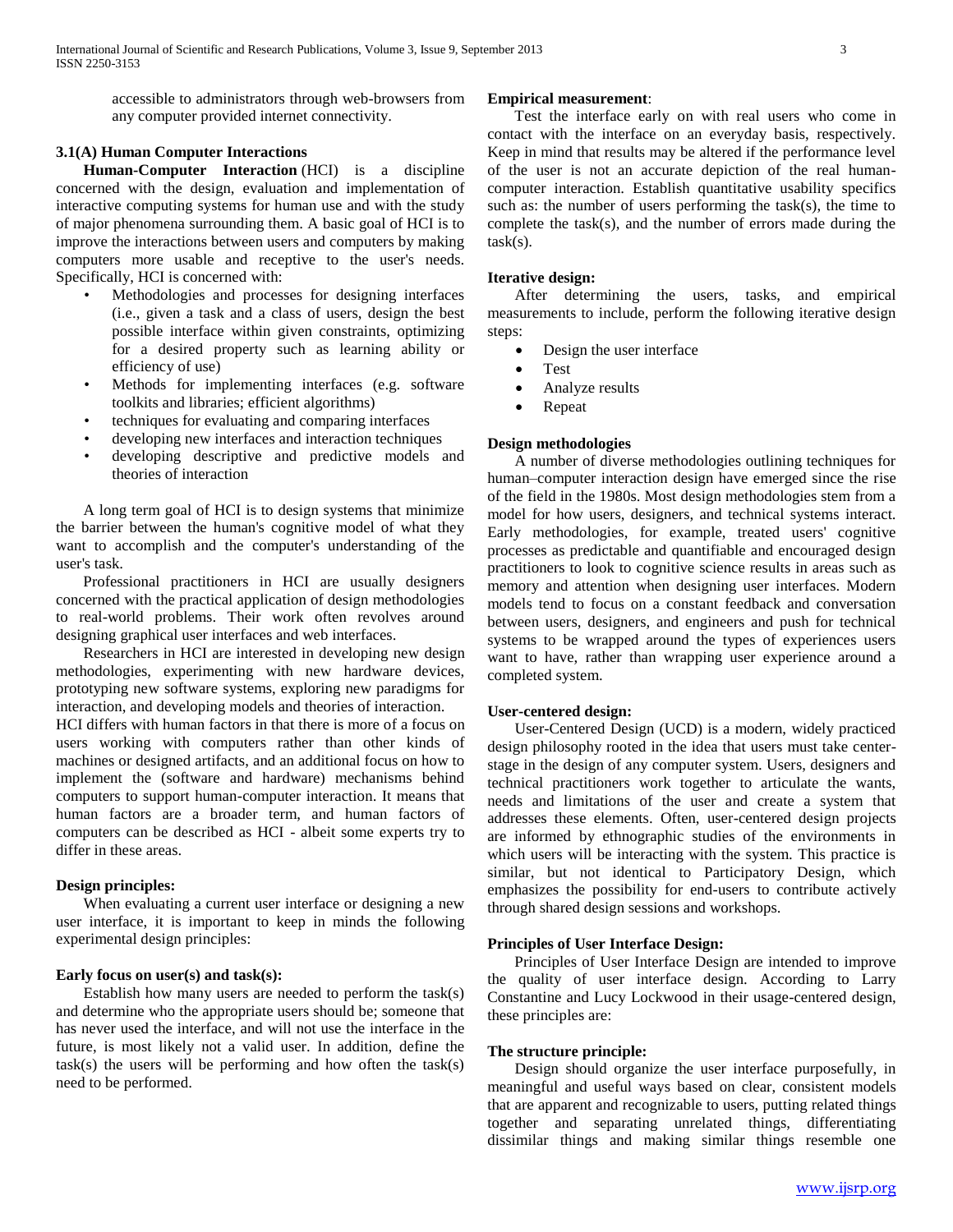accessible to administrators through web-browsers from any computer provided internet connectivity.

### 3.1(A) Human Computer Interactions

**Human-Computer Interaction** (HCI) is a discipline concerned with the design, evaluation and implementation of interactive computing systems for human use and with the study of major phenomena surrounding them. A basic goal of HCI is to improve the interactions between users and computers by making computers more usable and receptive to the user's needs. Specifically, HCI is concerned with:

- Methodologies and processes for designing interfaces (i.e., given a task and a class of users, design the best possible interface within given constraints, optimizing for a desired property such as learning ability or efficiency of use)
- Methods for implementing interfaces (e.g. software toolkits and libraries; efficient algorithms)
- techniques for evaluating and comparing interfaces
- developing new interfaces and interaction techniques
- developing descriptive and predictive models and theories of interaction

A long term goal of HCI is to design systems that minimize the barrier between the human's cognitive model of what they want to accomplish and the computer's understanding of the user's task.

Professional practitioners in HCI are usually designers concerned with the practical application of design methodologies to real-world problems. Their work often revolves around designing graphical user interfaces and web interfaces.

Researchers in HCI are interested in developing new design methodologies, experimenting with new hardware devices, prototyping new software systems, exploring new paradigms for interaction, and developing models and theories of interaction.

HCI differs with human factors in that there is more of a focus on users working with computers rather than other kinds of machines or designed artifacts, and an additional focus on how to implement the (software and hardware) mechanisms behind computers to support human-computer interaction. It means that human factors are a broader term, and human factors of computers can be described as HCI - albeit some experts try to differ in these areas.

#### Design principles:

When evaluating a current user interface or designing a new user interface, it is important to keep in minds the following experimental design principles:

#### Early focus on user(s) and task(s):

Establish how many users are needed to perform the task(s) and determine who the appropriate users should be; someone that has never used the interface, and will not use the interface in the future, is most likely not a valid user. In addition, define the task(s) the users will be performing and how often the task(s) need to be performed.

#### Empirical measurement:

Test the interface early on with real users who come in contact with the interface on an everyday basis, respectively. Keep in mind that results may be altered if the performance level of the user is not an accurate depiction of the real human-computer interaction. Establish quantitative usability specifics such as: the number of users performing the task(s), the time to complete the task(s), and the number of errors made during the task(s).

#### Iterative design:

After determining the users, tasks, and empirical measurements to include, perform the following iterative design steps:

- Design the user interface
- Test
- Analyze results
- Repeat

#### Design methodologies

A number of diverse methodologies outlining techniques for human–computer interaction design have emerged since the rise of the field in the 1980s. Most design methodologies stem from a model for how users, designers, and technical systems interact. Early methodologies, for example, treated users' cognitive processes as predictable and quantifiable and encouraged design practitioners to look to cognitive science results in areas such as memory and attention when designing user interfaces. Modern models tend to focus on a constant feedback and conversation between users, designers, and engineers and push for technical systems to be wrapped around the types of experiences users want to have, rather than wrapping user experience around a completed system.

#### User-centered design:

User-Centered Design (UCD) is a modern, widely practiced design philosophy rooted in the idea that users must take center-stage in the design of any computer system. Users, designers and technical practitioners work together to articulate the wants, needs and limitations of the user and create a system that addresses these elements. Often, user-centered design projects are informed by ethnographic studies of the environments in which users will be interacting with the system. This practice is similar, but not identical to Participatory Design, which emphasizes the possibility for end-users to contribute actively through shared design sessions and workshops.

#### Principles of User Interface Design:

Principles of User Interface Design are intended to improve the quality of user interface design. According to Larry Constantine and Lucy Lockwood in their usage-centered design, these principles are:

#### The structure principle:

Design should organize the user interface purposefully, in meaningful and useful ways based on clear, consistent models that are apparent and recognizable to users, putting related things together and separating unrelated things, differentiating dissimilar things and making similar things resemble one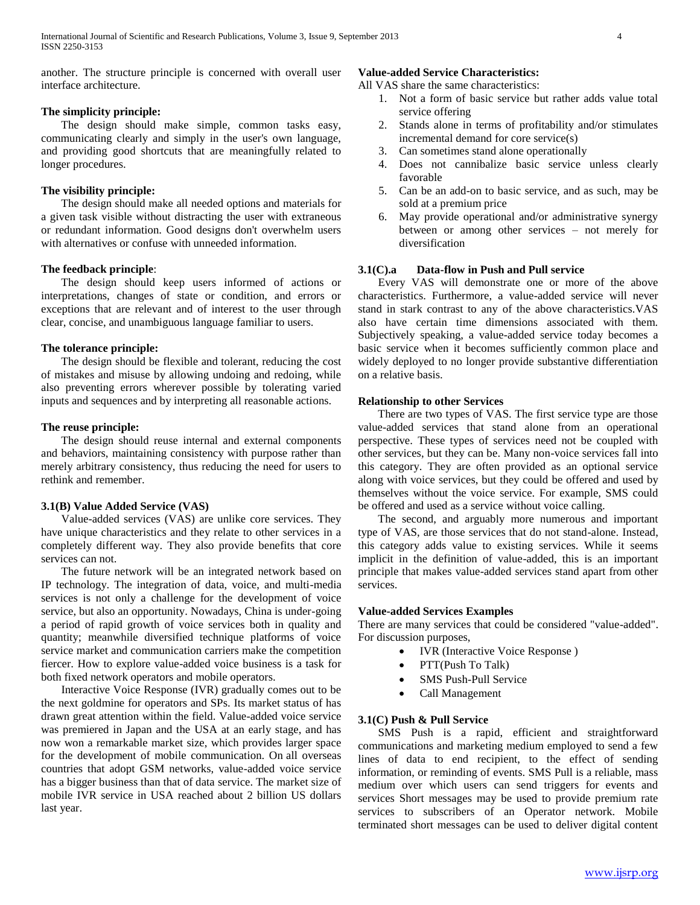another. The structure principle is concerned with overall user interface architecture.

**The simplicity principle:**

The design should make simple, common tasks easy, communicating clearly and simply in the user's own language, and providing good shortcuts that are meaningfully related to longer procedures.

**The visibility principle:**

The design should make all needed options and materials for a given task visible without distracting the user with extraneous or redundant information. Good designs don't overwhelm users with alternatives or confuse with unneeded information.

**The feedback principle**:

The design should keep users informed of actions or interpretations, changes of state or condition, and errors or exceptions that are relevant and of interest to the user through clear, concise, and unambiguous language familiar to users.

**The tolerance principle:**

The design should be flexible and tolerant, reducing the cost of mistakes and misuse by allowing undoing and redoing, while also preventing errors wherever possible by tolerating varied inputs and sequences and by interpreting all reasonable actions.

**The reuse principle:**

The design should reuse internal and external components and behaviors, maintaining consistency with purpose rather than merely arbitrary consistency, thus reducing the need for users to rethink and remember.

### 3.1(B) Value Added Service (VAS)

Value-added services (VAS) are unlike core services. They have unique characteristics and they relate to other services in a completely different way. They also provide benefits that core services can not.

The future network will be an integrated network based on IP technology. The integration of data, voice, and multi-media services is not only a challenge for the development of voice service, but also an opportunity. Nowadays, China is under-going a period of rapid growth of voice services both in quality and quantity; meanwhile diversified technique platforms of voice service market and communication carriers make the competition fiercer. How to explore value-added voice business is a task for both fixed network operators and mobile operators.

Interactive Voice Response (IVR) gradually comes out to be the next goldmine for operators and SPs. Its market status of has drawn great attention within the field. Value-added voice service was premiered in Japan and the USA at an early stage, and has now won a remarkable market size, which provides larger space for the development of mobile communication. On all overseas countries that adopt GSM networks, value-added voice service has a bigger business than that of data service. The market size of mobile IVR service in USA reached about 2 billion US dollars last year.

**Value-added Service Characteristics:**

All VAS share the same characteristics:

1. Not a form of basic service but rather adds value total service offering
2. Stands alone in terms of profitability and/or stimulates incremental demand for core service(s)
3. Can sometimes stand alone operationally
4. Does not cannibalize basic service unless clearly favorable
5. Can be an add-on to basic service, and as such, may be sold at a premium price
6. May provide operational and/or administrative synergy between or among other services – not merely for diversification

### 3.1(C).a Data-flow in Push and Pull service

Every VAS will demonstrate one or more of the above characteristics. Furthermore, a value-added service will never stand in stark contrast to any of the above characteristics.VAS also have certain time dimensions associated with them. Subjectively speaking, a value-added service today becomes a basic service when it becomes sufficiently common place and widely deployed to no longer provide substantive differentiation on a relative basis.

**Relationship to other Services**

There are two types of VAS. The first service type are those value-added services that stand alone from an operational perspective. These types of services need not be coupled with other services, but they can be. Many non-voice services fall into this category. They are often provided as an optional service along with voice services, but they could be offered and used by themselves without the voice service. For example, SMS could be offered and used as a service without voice calling.

The second, and arguably more numerous and important type of VAS, are those services that do not stand-alone. Instead, this category adds value to existing services. While it seems implicit in the definition of value-added, this is an important principle that makes value-added services stand apart from other services.

**Value-added Services Examples**

There are many services that could be considered "value-added". For discussion purposes,

- IVR (Interactive Voice Response )
- PTT(Push To Talk)
- SMS Push-Pull Service
- Call Management

### 3.1(C) Push & Pull Service

SMS Push is a rapid, efficient and straightforward communications and marketing medium employed to send a few lines of data to end recipient, to the effect of sending information, or reminding of events. SMS Pull is a reliable, mass medium over which users can send triggers for events and services Short messages may be used to provide premium rate services to subscribers of an Operator network. Mobile terminated short messages can be used to deliver digital content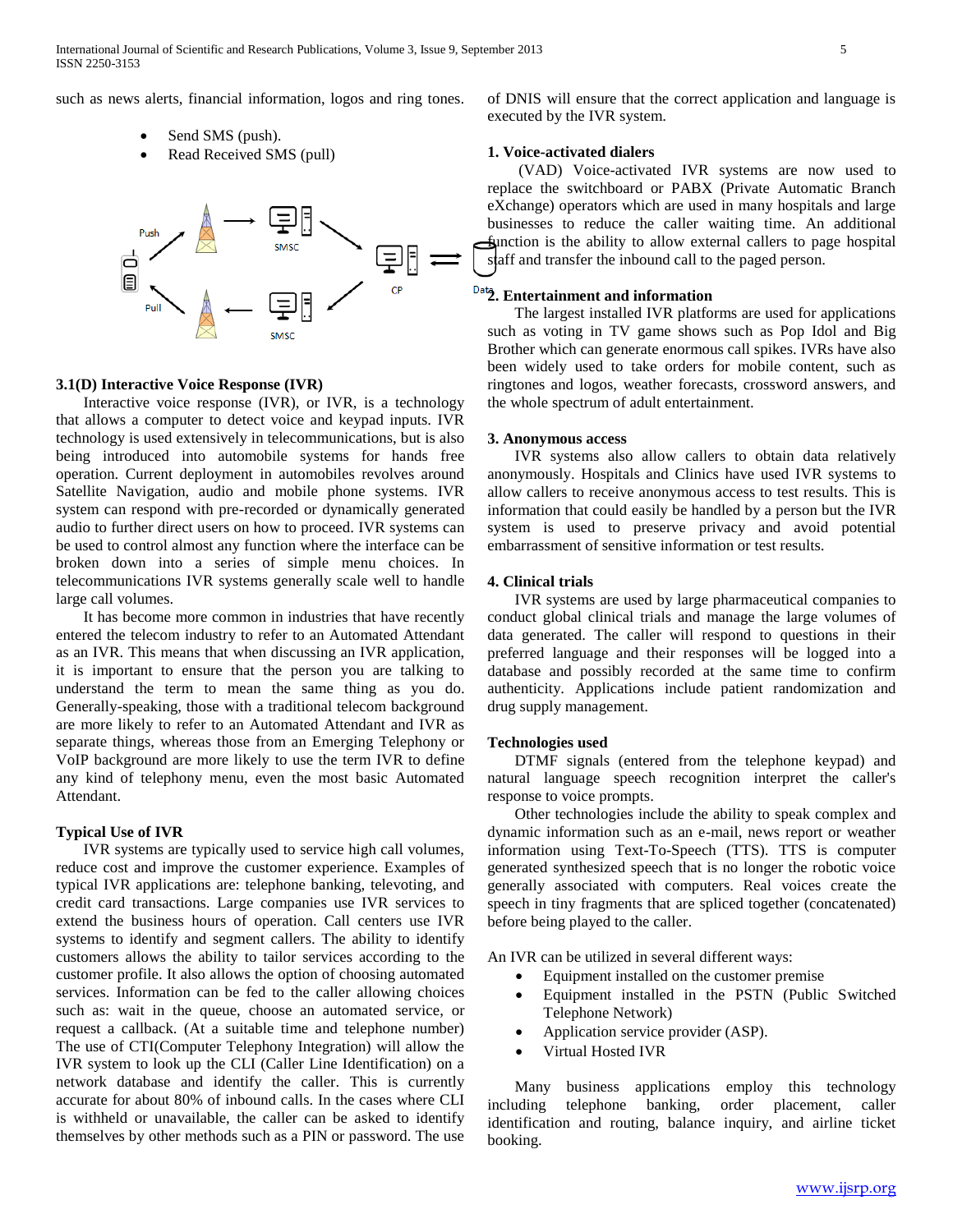such as news alerts, financial information, logos and ring tones.

- Send SMS (push).
- Read Received SMS (pull)

### 3.1(D) Interactive Voice Response (IVR)

Interactive voice response (IVR), or IVR, is a technology that allows a computer to detect voice and keypad inputs. IVR technology is used extensively in telecommunications, but is also being introduced into automobile systems for hands free operation. Current deployment in automobiles revolves around Satellite Navigation, audio and mobile phone systems. IVR system can respond with pre-recorded or dynamically generated audio to further direct users on how to proceed. IVR systems can be used to control almost any function where the interface can be broken down into a series of simple menu choices. In telecommunications IVR systems generally scale well to handle large call volumes.

It has become more common in industries that have recently entered the telecom industry to refer to an Automated Attendant as an IVR. This means that when discussing an IVR application, it is important to ensure that the person you are talking to understand the term to mean the same thing as you do. Generally-speaking, those with a traditional telecom background are more likely to refer to an Automated Attendant and IVR as separate things, whereas those from an Emerging Telephony or VoIP background are more likely to use the term IVR to define any kind of telephony menu, even the most basic Automated Attendant.

### Typical Use of IVR

IVR systems are typically used to service high call volumes, reduce cost and improve the customer experience. Examples of typical IVR applications are: telephone banking, televoting, and credit card transactions. Large companies use IVR services to extend the business hours of operation. Call centers use IVR systems to identify and segment callers. The ability to identify customers allows the ability to tailor services according to the customer profile. It also allows the option of choosing automated services. Information can be fed to the caller allowing choices such as: wait in the queue, choose an automated service, or request a callback. (At a suitable time and telephone number) The use of CTI(Computer Telephony Integration) will allow the IVR system to look up the CLI (Caller Line Identification) on a network database and identify the caller. This is currently accurate for about 80% of inbound calls. In the cases where CLI is withheld or unavailable, the caller can be asked to identify themselves by other methods such as a PIN or password. The use of DNIS will ensure that the correct application and language is executed by the IVR system.

**1. Voice-activated dialers**

(VAD) Voice-activated IVR systems are now used to replace the switchboard or PABX (Private Automatic Branch eXchange) operators which are used in many hospitals and large businesses to reduce the caller waiting time. An additional function is the ability to allow external callers to page hospital staff and transfer the inbound call to the paged person.

**2. Entertainment and information**

The largest installed IVR platforms are used for applications such as voting in TV game shows such as Pop Idol and Big Brother which can generate enormous call spikes. IVRs have also been widely used to take orders for mobile content, such as ringtones and logos, weather forecasts, crossword answers, and the whole spectrum of adult entertainment.

**3. Anonymous access**

IVR systems also allow callers to obtain data relatively anonymously. Hospitals and Clinics have used IVR systems to allow callers to receive anonymous access to test results. This is information that could easily be handled by a person but the IVR system is used to preserve privacy and avoid potential embarrassment of sensitive information or test results.

**4. Clinical trials**

IVR systems are used by large pharmaceutical companies to conduct global clinical trials and manage the large volumes of data generated. The caller will respond to questions in their preferred language and their responses will be logged into a database and possibly recorded at the same time to confirm authenticity. Applications include patient randomization and drug supply management.

**Technologies used**

DTMF signals (entered from the telephone keypad) and natural language speech recognition interpret the caller's response to voice prompts.

Other technologies include the ability to speak complex and dynamic information such as an e-mail, news report or weather information using Text-To-Speech (TTS). TTS is computer generated synthesized speech that is no longer the robotic voice generally associated with computers. Real voices create the speech in tiny fragments that are spliced together (concatenated) before being played to the caller.

An IVR can be utilized in several different ways:

- Equipment installed on the customer premise
- Equipment installed in the PSTN (Public Switched Telephone Network)
- Application service provider (ASP).
- Virtual Hosted IVR

Many business applications employ this technology including telephone banking, order placement, caller identification and routing, balance inquiry, and airline ticket booking.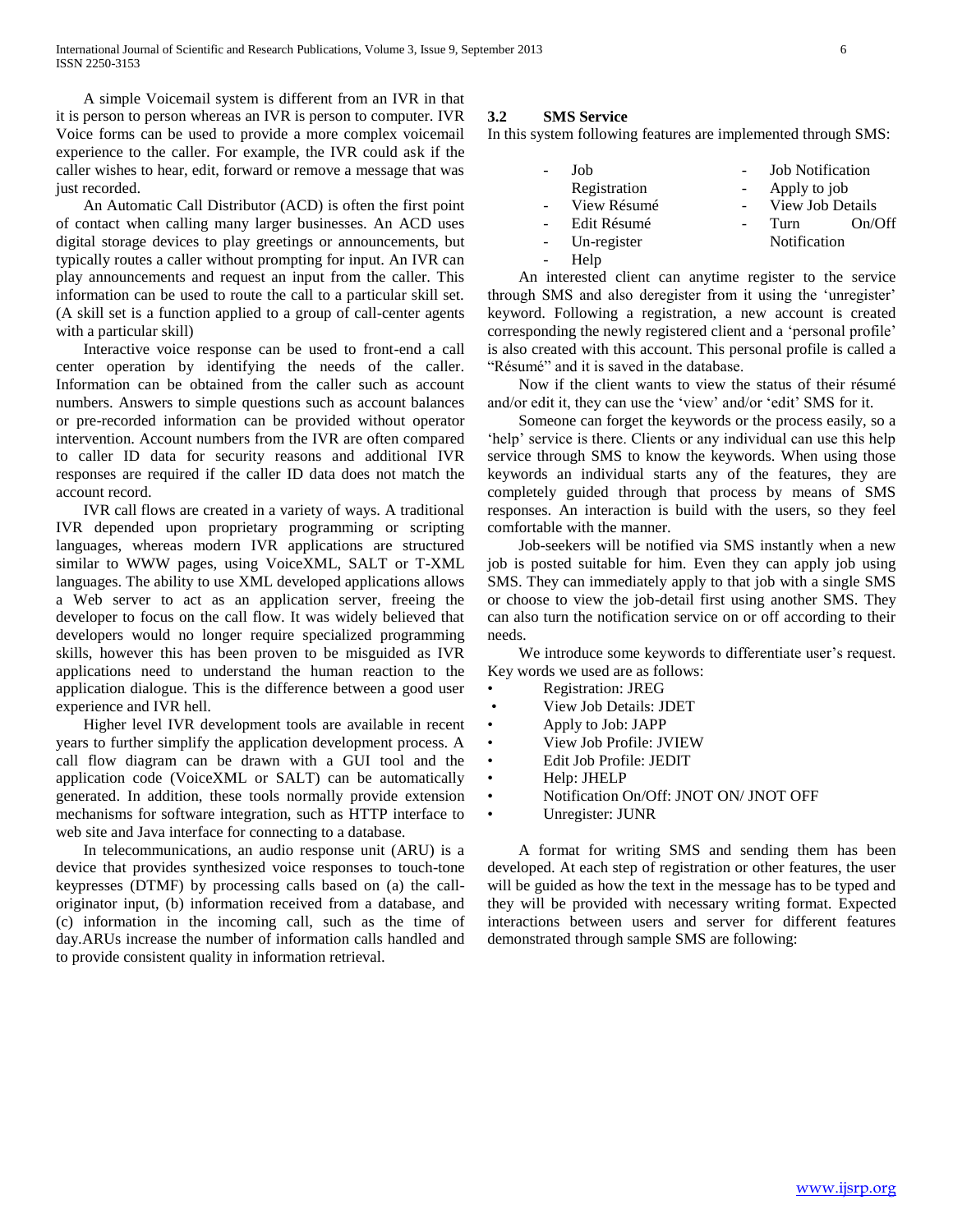A simple Voicemail system is different from an IVR in that it is person to person whereas an IVR is person to computer. IVR Voice forms can be used to provide a more complex voicemail experience to the caller. For example, the IVR could ask if the caller wishes to hear, edit, forward or remove a message that was just recorded.

An Automatic Call Distributor (ACD) is often the first point of contact when calling many larger businesses. An ACD uses digital storage devices to play greetings or announcements, but typically routes a caller without prompting for input. An IVR can play announcements and request an input from the caller. This information can be used to route the call to a particular skill set. (A skill set is a function applied to a group of call-center agents with a particular skill)

Interactive voice response can be used to front-end a call center operation by identifying the needs of the caller. Information can be obtained from the caller such as account numbers. Answers to simple questions such as account balances or pre-recorded information can be provided without operator intervention. Account numbers from the IVR are often compared to caller ID data for security reasons and additional IVR responses are required if the caller ID data does not match the account record.

IVR call flows are created in a variety of ways. A traditional IVR depended upon proprietary programming or scripting languages, whereas modern IVR applications are structured similar to WWW pages, using VoiceXML, SALT or T-XML languages. The ability to use XML developed applications allows a Web server to act as an application server, freeing the developer to focus on the call flow. It was widely believed that developers would no longer require specialized programming skills, however this has been proven to be misguided as IVR applications need to understand the human reaction to the application dialogue. This is the difference between a good user experience and IVR hell.

Higher level IVR development tools are available in recent years to further simplify the application development process. A call flow diagram can be drawn with a GUI tool and the application code (VoiceXML or SALT) can be automatically generated. In addition, these tools normally provide extension mechanisms for software integration, such as HTTP interface to web site and Java interface for connecting to a database.

In telecommunications, an audio response unit (ARU) is a device that provides synthesized voice responses to touch-tone keypresses (DTMF) by processing calls based on (a) the call-originator input, (b) information received from a database, and (c) information in the incoming call, such as the time of day.ARUs increase the number of information calls handled and to provide consistent quality in information retrieval.

### 3.2 SMS Service

In this system following features are implemented through SMS:

- Job Registration
- View Résumé
- Edit Résumé
- Un-register
- Help
- Job Notification
- Apply to job
- View Job Details
- Turn On/Off Notification

An interested client can anytime register to the service through SMS and also deregister from it using the 'unregister' keyword. Following a registration, a new account is created corresponding the newly registered client and a 'personal profile' is also created with this account. This personal profile is called a "Résumé" and it is saved in the database.

Now if the client wants to view the status of their résumé and/or edit it, they can use the 'view' and/or 'edit' SMS for it.

Someone can forget the keywords or the process easily, so a 'help' service is there. Clients or any individual can use this help service through SMS to know the keywords. When using those keywords an individual starts any of the features, they are completely guided through that process by means of SMS responses. An interaction is build with the users, so they feel comfortable with the manner.

Job-seekers will be notified via SMS instantly when a new job is posted suitable for him. Even they can apply job using SMS. They can immediately apply to that job with a single SMS or choose to view the job-detail first using another SMS. They can also turn the notification service on or off according to their needs.

We introduce some keywords to differentiate user's request. Key words we used are as follows:

- Registration: JREG
- View Job Details: JDET
- Apply to Job: JAPP
- View Job Profile: JVIEW
- Edit Job Profile: JEDIT
- Help: JHELP
- Notification On/Off: JNOT ON/ JNOT OFF
- Unregister: JUNR

A format for writing SMS and sending them has been developed. At each step of registration or other features, the user will be guided as how the text in the message has to be typed and they will be provided with necessary writing format. Expected interactions between users and server for different features demonstrated through sample SMS are following: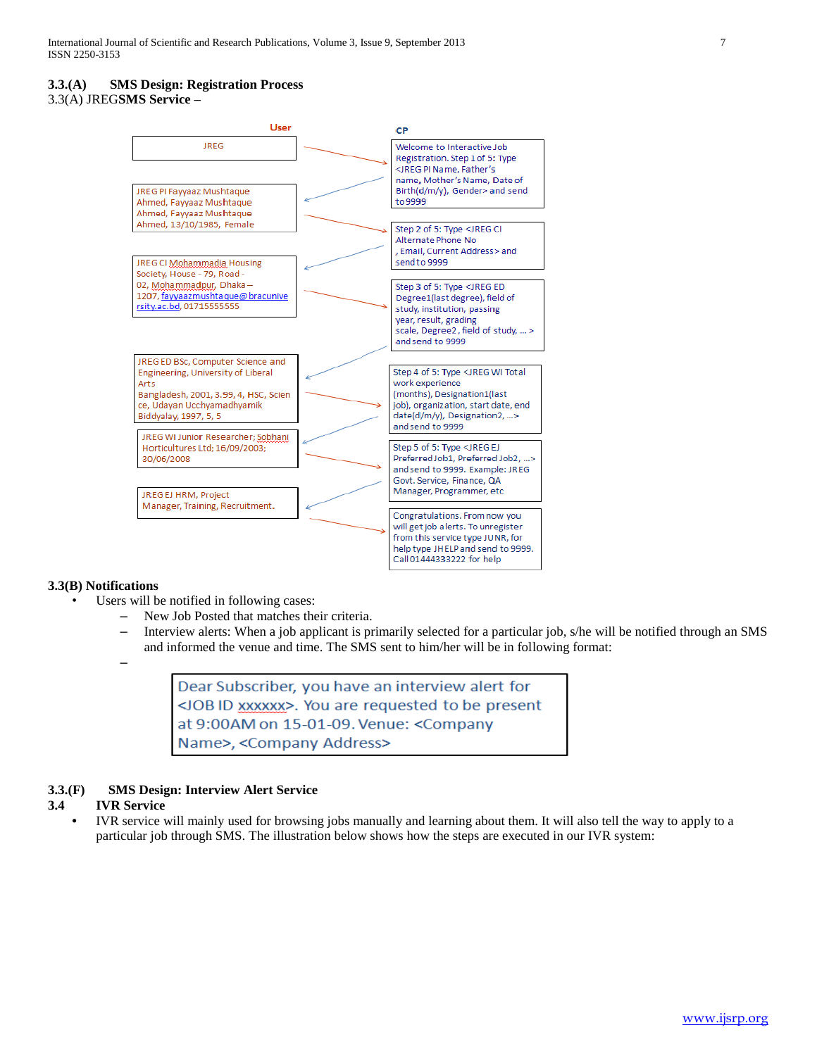### 3.3.(A) SMS Design: Registration Process

3.3(A) JREG**SMS Service –**

| User | CP |
| --- | --- |
| JREG | Welcome to Interactive Job Registration. Step 1 of 5: Type <JREG PI Name, Father's name, Mother's Name, Date of Birth(d/m/y), Gender> and send to 9999 |
| JREG PI Fayyaaz Mushtaque Ahmed, Fayyaaz Mushtaque Ahmed, Fayyaaz Mushtaque Ahmed, 13/10/1985, Female | Step 2 of 5: Type <JREG CI Alternate Phone No , Email, Current Address> and send to 9999 |
| JREG CI Mohammadia Housing Society, House - 79, Road - 02, Mohammadpur, Dhaka – 1207, fayyaazmushtaque@bracuniversity.ac.bd, 01715555555 | Step 3 of 5: Type <JREG ED Degree1(last degree), field of study, institution, passing year, result, grading scale, Degree2, field of study, ... > and send to 9999 |
| JREG ED BSc, Computer Science and Engineering, University of Liberal Arts Bangladesh, 2001, 3.99, 4, HSC, Science, Udayan Ucchyamadhyamik Biddyalay, 1997, 5, 5 | Step 4 of 5: Type <JREG WI Total work experience (months), Designation1(last job), organization, start date, end date(d/m/y), Designation2, ...> and send to 9999 |
| JREG WI Junior Researcher; Sobhani Horticultures Ltd; 16/09/2003; 30/06/2008 | Step 5 of 5: Type <JREG EJ PreferredJob1, Preferred Job2, ...> and send to 9999. Example: JREG Govt. Service, Finance, QA Manager, Programmer, etc |
| JREG EJ HRM, Project Manager, Training, Recruitment. | Congratulations. From now you will get job alerts. To unregister from this service type JUNR, for help type JHELP and send to 9999. Call 01444333222 for help |

### 3.3(B) Notifications

- Users will be notified in following cases:
  - New Job Posted that matches their criteria.
  - Interview alerts: When a job applicant is primarily selected for a particular job, s/he will be notified through an SMS and informed the venue and time. The SMS sent to him/her will be in following format:
  - 

> Dear Subscriber, you have an interview alert for <JOB ID xxxxxx>. You are requested to be present at 9:00AM on 15-01-09. Venue: <Company Name>, <Company Address>

### 3.3.(F) SMS Design: Interview Alert Service

### 3.4 IVR Service

- IVR service will mainly used for browsing jobs manually and learning about them. It will also tell the way to apply to a particular job through SMS. The illustration below shows how the steps are executed in our IVR system: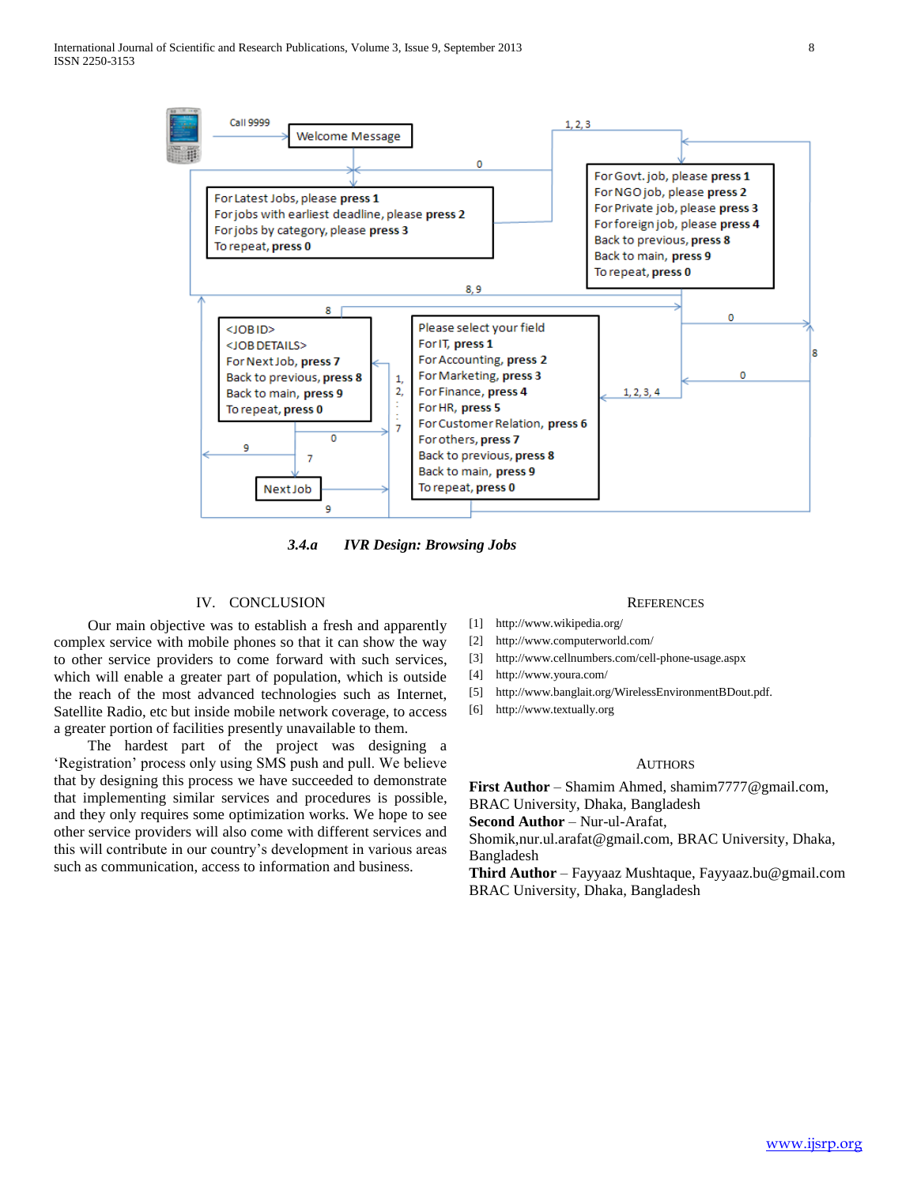Call 9999

Welcome Message

For Latest Jobs, please **press 1**
For jobs with earliest deadline, please **press 2**
For jobs by category, please **press 3**
To repeat, **press 0**

For Govt. job, please **press 1**
For NGO job, please **press 2**
For Private job, please **press 3**
For foreign job, please **press 4**
Back to previous, **press 8**
Back to main, **press 9**
To repeat, **press 0**

<JOB ID>
<JOB DETAILS>
For Next Job, **press 7**
Back to previous, **press 8**
Back to main, **press 9**
To repeat, **press 0**

Please select your field
For IT, **press 1**
For Accounting, **press 2**
For Marketing, **press 3**
For Finance, **press 4**
For HR, **press 5**
For Customer Relation, **press 6**
For others, **press 7**
Back to previous, **press 8**
Back to main, **press 9**
To repeat, **press 0**

Next Job

1, 2, 3
0
8, 9
8
0
8
0
1, 2, 3, 4
1, 2, : : 7
0
9
7
9

***3.4.a IVR Design: Browsing Jobs***

## IV. CONCLUSION

Our main objective was to establish a fresh and apparently complex service with mobile phones so that it can show the way to other service providers to come forward with such services, which will enable a greater part of population, which is outside the reach of the most advanced technologies such as Internet, Satellite Radio, etc but inside mobile network coverage, to access a greater portion of facilities presently unavailable to them.

The hardest part of the project was designing a 'Registration' process only using SMS push and pull. We believe that by designing this process we have succeeded to demonstrate that implementing similar services and procedures is possible, and they only requires some optimization works. We hope to see other service providers will also come with different services and this will contribute in our country's development in various areas such as communication, access to information and business.

## REFERENCES

[1] http://www.wikipedia.org/
[2] http://www.computerworld.com/
[3] http://www.cellnumbers.com/cell-phone-usage.aspx
[4] http://www.youra.com/
[5] http://www.banglait.org/WirelessEnvironmentBDout.pdf.
[6] http://www.textually.org

## AUTHORS

**First Author** – Shamim Ahmed, shamim7777@gmail.com, BRAC University, Dhaka, Bangladesh
**Second Author** – Nur-ul-Arafat, Shomik,nur.ul.arafat@gmail.com, BRAC University, Dhaka, Bangladesh
**Third Author** – Fayyaaz Mushtaque, Fayyaaz.bu@gmail.com BRAC University, Dhaka, Bangladesh